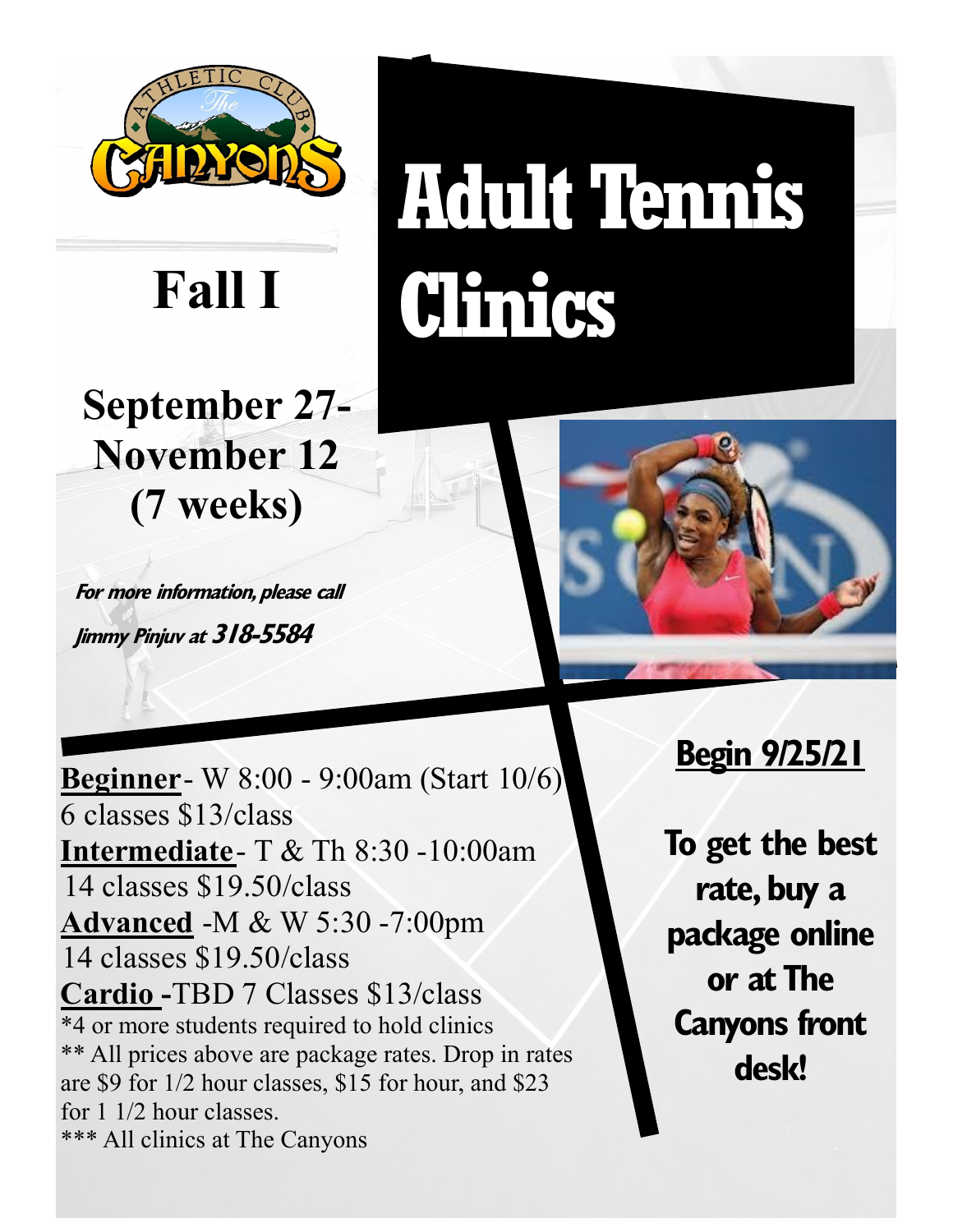The Athletic Club — The Canyons

# Adult Tennis Clinics

## Fall I

**September 27- November 12 (7 weeks)**

***For more information, please call Jimmy Pinjuv at 318-5584***

**Begin 9/25/21**

**To get the best rate, buy a package online or at The Canyons front desk!**

**Beginner**- W 8:00 - 9:00am (Start 10/6)
6 classes $13/class

**Intermediate**- T & Th 8:30 -10:00am
14 classes $19.50/class

**Advanced** -M & W 5:30 -7:00pm
14 classes $19.50/class

**Cardio** -TBD 7 Classes $13/class

*4 or more students required to hold clinics

** All prices above are package rates. Drop in rates are $9 for 1/2 hour classes, $15 for hour, and $23 for 1 1/2 hour classes.

*** All clinics at The Canyons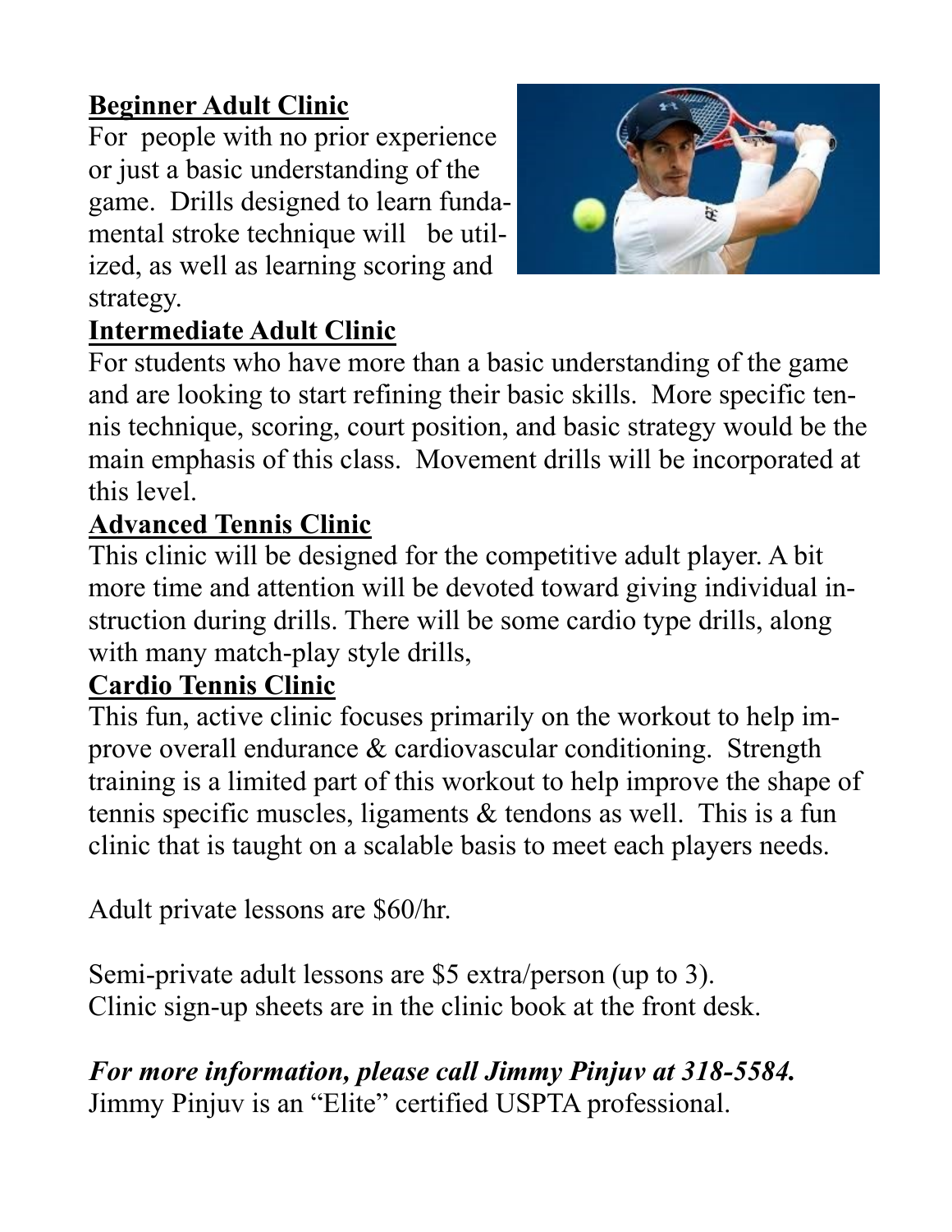**Beginner Adult Clinic**

For people with no prior experience or just a basic understanding of the game. Drills designed to learn fundamental stroke technique will be utilized, as well as learning scoring and strategy.

**Intermediate Adult Clinic**

For students who have more than a basic understanding of the game and are looking to start refining their basic skills. More specific tennis technique, scoring, court position, and basic strategy would be the main emphasis of this class. Movement drills will be incorporated at this level.

**Advanced Tennis Clinic**

This clinic will be designed for the competitive adult player. A bit more time and attention will be devoted toward giving individual instruction during drills. There will be some cardio type drills, along with many match-play style drills,

**Cardio Tennis Clinic**

This fun, active clinic focuses primarily on the workout to help improve overall endurance & cardiovascular conditioning. Strength training is a limited part of this workout to help improve the shape of tennis specific muscles, ligaments & tendons as well. This is a fun clinic that is taught on a scalable basis to meet each players needs.

Adult private lessons are $60/hr.

Semi-private adult lessons are $5 extra/person (up to 3).
Clinic sign-up sheets are in the clinic book at the front desk.

***For more information, please call Jimmy Pinjuv at 318-5584.***
Jimmy Pinjuv is an "Elite" certified USPTA professional.